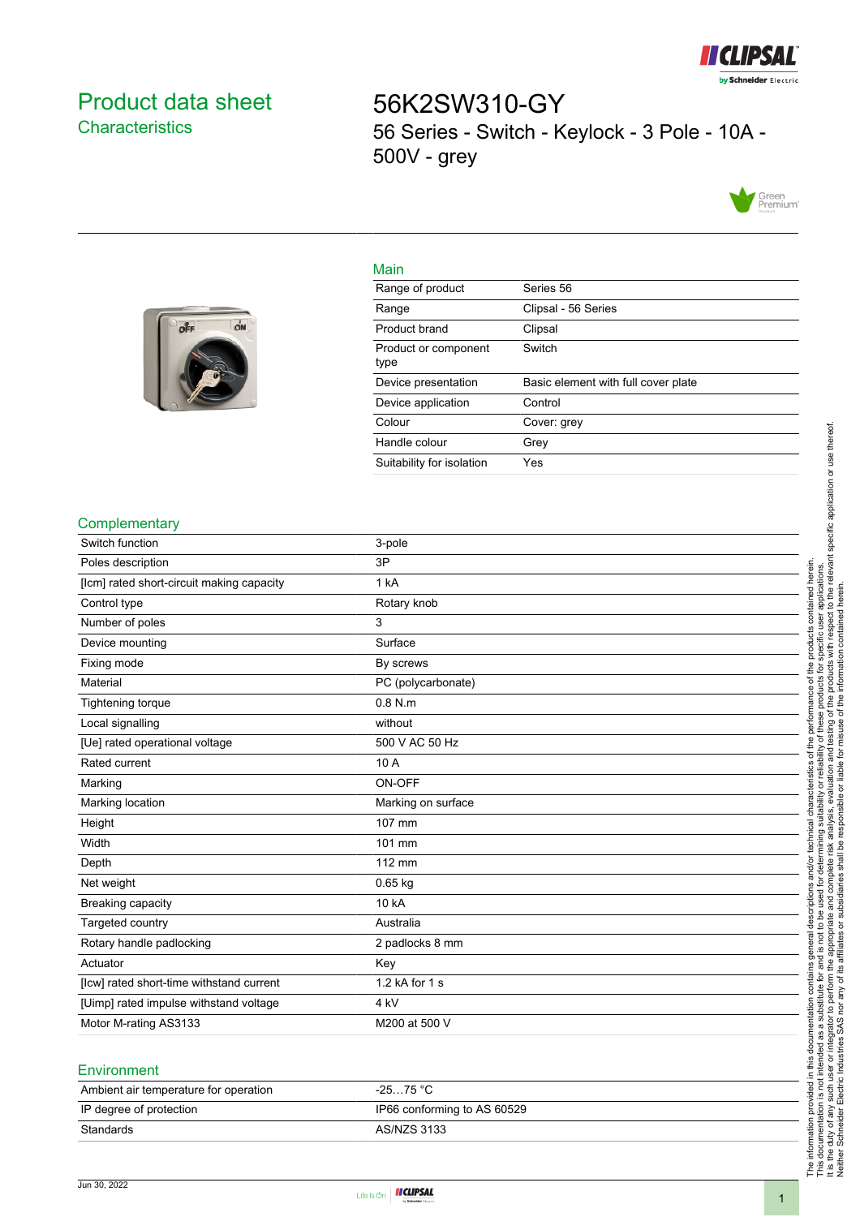# Product data sheet
## Characteristics

# 56K2SW310-GY

56 Series - Switch - Keylock - 3 Pole - 10A - 500V - grey

### Main

| | |
|---|---|
| Range of product | Series 56 |
| Range | Clipsal - 56 Series |
| Product brand | Clipsal |
| Product or component type | Switch |
| Device presentation | Basic element with full cover plate |
| Device application | Control |
| Colour | Cover: grey |
| Handle colour | Grey |
| Suitability for isolation | Yes |

### Complementary

| | |
|---|---|
| Switch function | 3-pole |
| Poles description | 3P |
| [Icm] rated short-circuit making capacity | 1 kA |
| Control type | Rotary knob |
| Number of poles | 3 |
| Device mounting | Surface |
| Fixing mode | By screws |
| Material | PC (polycarbonate) |
| Tightening torque | 0.8 N.m |
| Local signalling | without |
| [Ue] rated operational voltage | 500 V AC 50 Hz |
| Rated current | 10 A |
| Marking | ON-OFF |
| Marking location | Marking on surface |
| Height | 107 mm |
| Width | 101 mm |
| Depth | 112 mm |
| Net weight | 0.65 kg |
| Breaking capacity | 10 kA |
| Targeted country | Australia |
| Rotary handle padlocking | 2 padlocks 8 mm |
| Actuator | Key |
| [Icw] rated short-time withstand current | 1.2 kA for 1 s |
| [Uimp] rated impulse withstand voltage | 4 kV |
| Motor M-rating AS3133 | M200 at 500 V |

### Environment

| | |
|---|---|
| Ambient air temperature for operation | -25…75 °C |
| IP degree of protection | IP66 conforming to AS 60529 |
| Standards | AS/NZS 3133 |

The information provided in this documentation contains general descriptions and/or technical characteristics of the performance of the products contained herein. This documentation is not intended as a substitute for and is not to be used for determining suitability or reliability of these products for specific user applications. It is the duty of any such user or integrator to perform the appropriate and complete risk analysis, evaluation and testing of the products with respect to the relevant specific application or use thereof. Neither Schneider Electric Industries SAS nor any of its affiliates or subsidiaries shall be responsible or liable for misuse of the information contained herein.

Jun 30, 2022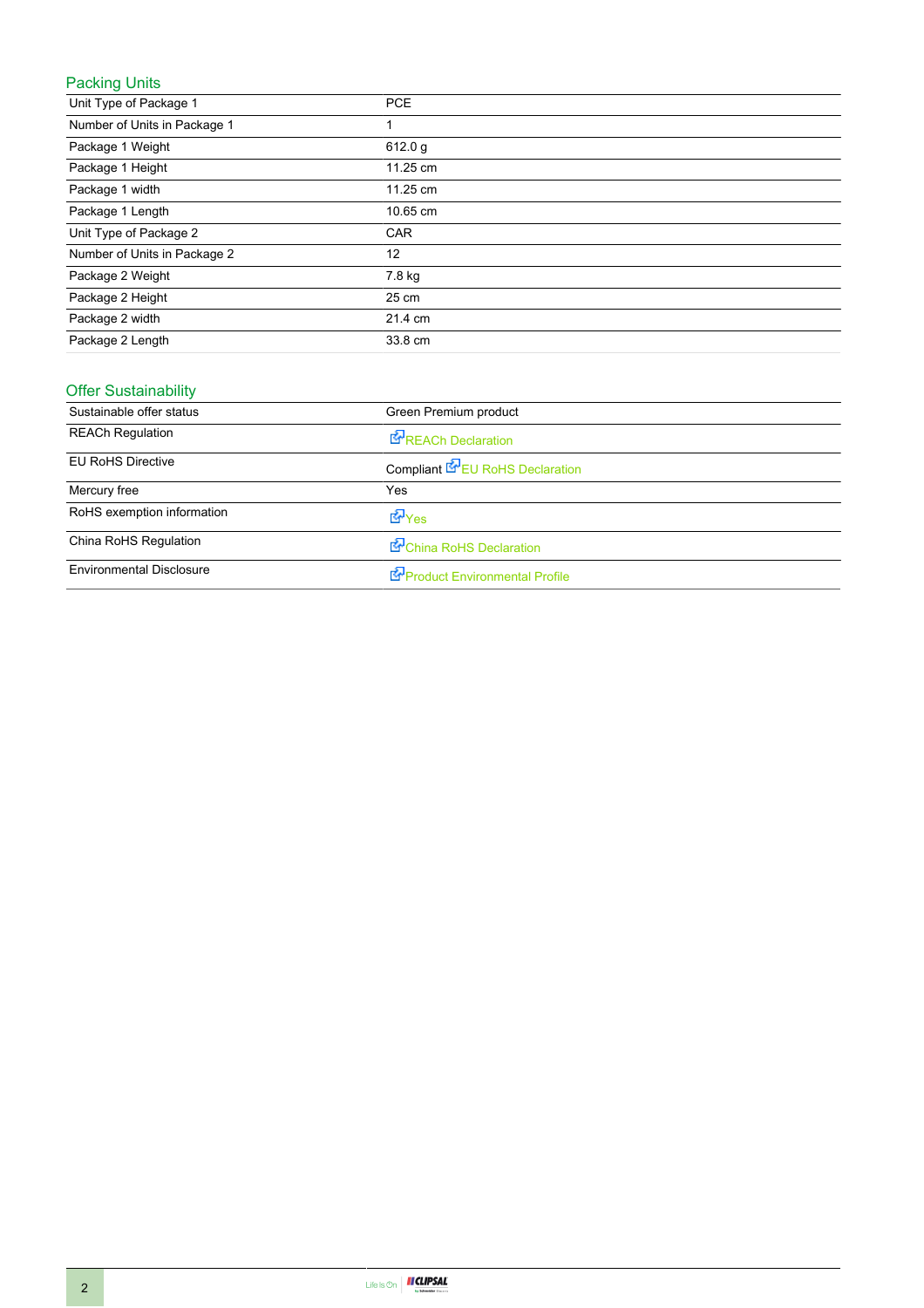## Packing Units

| | |
|---|---|
| Unit Type of Package 1 | PCE |
| Number of Units in Package 1 | 1 |
| Package 1 Weight | 612.0 g |
| Package 1 Height | 11.25 cm |
| Package 1 width | 11.25 cm |
| Package 1 Length | 10.65 cm |
| Unit Type of Package 2 | CAR |
| Number of Units in Package 2 | 12 |
| Package 2 Weight | 7.8 kg |
| Package 2 Height | 25 cm |
| Package 2 width | 21.4 cm |
| Package 2 Length | 33.8 cm |

## Offer Sustainability

| | |
|---|---|
| Sustainable offer status | Green Premium product |
| REACh Regulation | REACh Declaration |
| EU RoHS Directive | Compliant EU RoHS Declaration |
| Mercury free | Yes |
| RoHS exemption information | Yes |
| China RoHS Regulation | China RoHS Declaration |
| Environmental Disclosure | Product Environmental Profile |